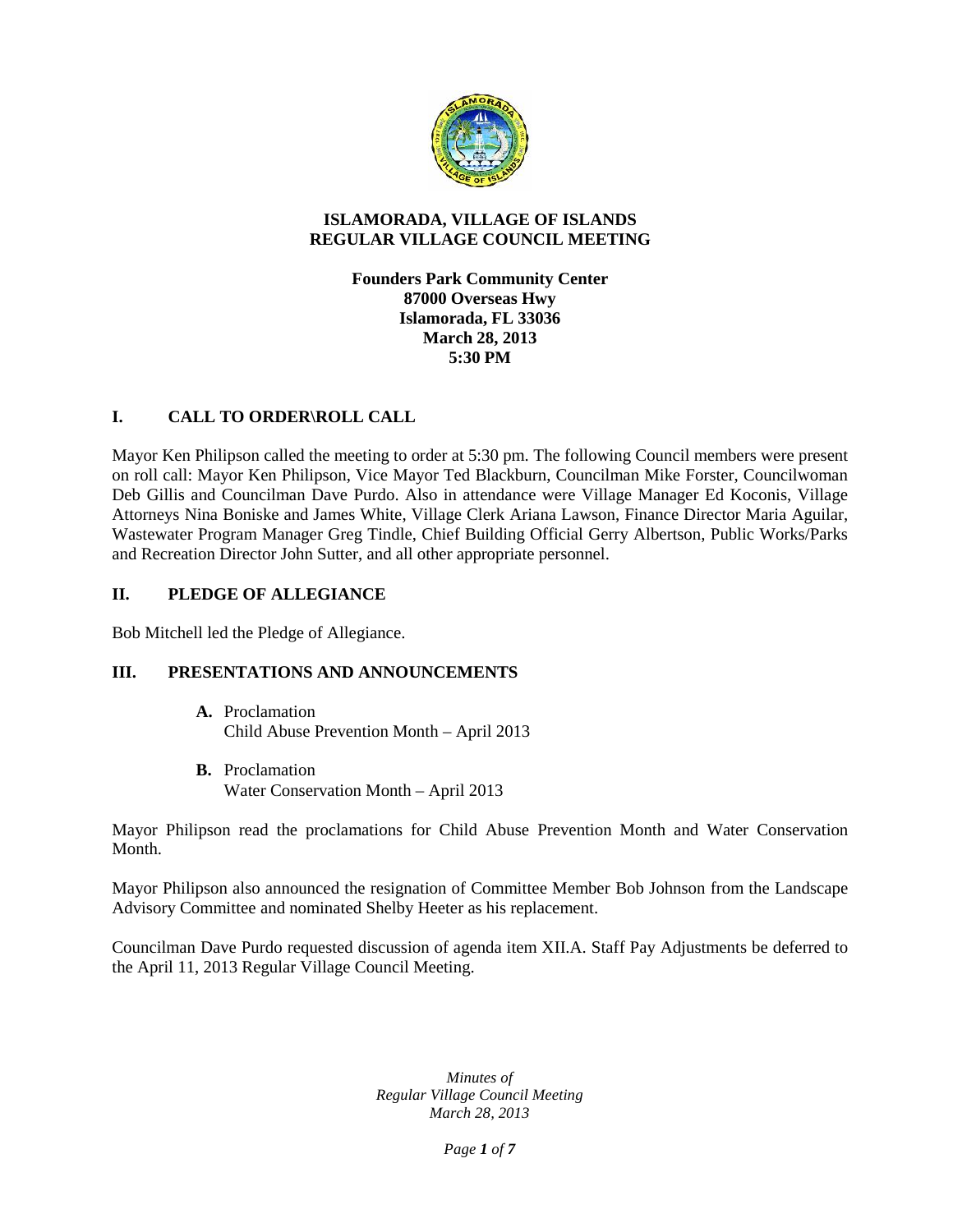# ISLAMORADA, VILLAGE OF ISLANDS
# REGULAR VILLAGE COUNCIL MEETING

**Founders Park Community Center**
**87000 Overseas Hwy**
**Islamorada, FL 33036**
**March 28, 2013**
**5:30 PM**

## I. CALL TO ORDER\ROLL CALL

Mayor Ken Philipson called the meeting to order at 5:30 pm. The following Council members were present on roll call: Mayor Ken Philipson, Vice Mayor Ted Blackburn, Councilman Mike Forster, Councilwoman Deb Gillis and Councilman Dave Purdo. Also in attendance were Village Manager Ed Koconis, Village Attorneys Nina Boniske and James White, Village Clerk Ariana Lawson, Finance Director Maria Aguilar, Wastewater Program Manager Greg Tindle, Chief Building Official Gerry Albertson, Public Works/Parks and Recreation Director John Sutter, and all other appropriate personnel.

## II. PLEDGE OF ALLEGIANCE

Bob Mitchell led the Pledge of Allegiance.

## III. PRESENTATIONS AND ANNOUNCEMENTS

**A.** Proclamation
Child Abuse Prevention Month – April 2013

**B.** Proclamation
Water Conservation Month – April 2013

Mayor Philipson read the proclamations for Child Abuse Prevention Month and Water Conservation Month.

Mayor Philipson also announced the resignation of Committee Member Bob Johnson from the Landscape Advisory Committee and nominated Shelby Heeter as his replacement.

Councilman Dave Purdo requested discussion of agenda item XII.A. Staff Pay Adjustments be deferred to the April 11, 2013 Regular Village Council Meeting.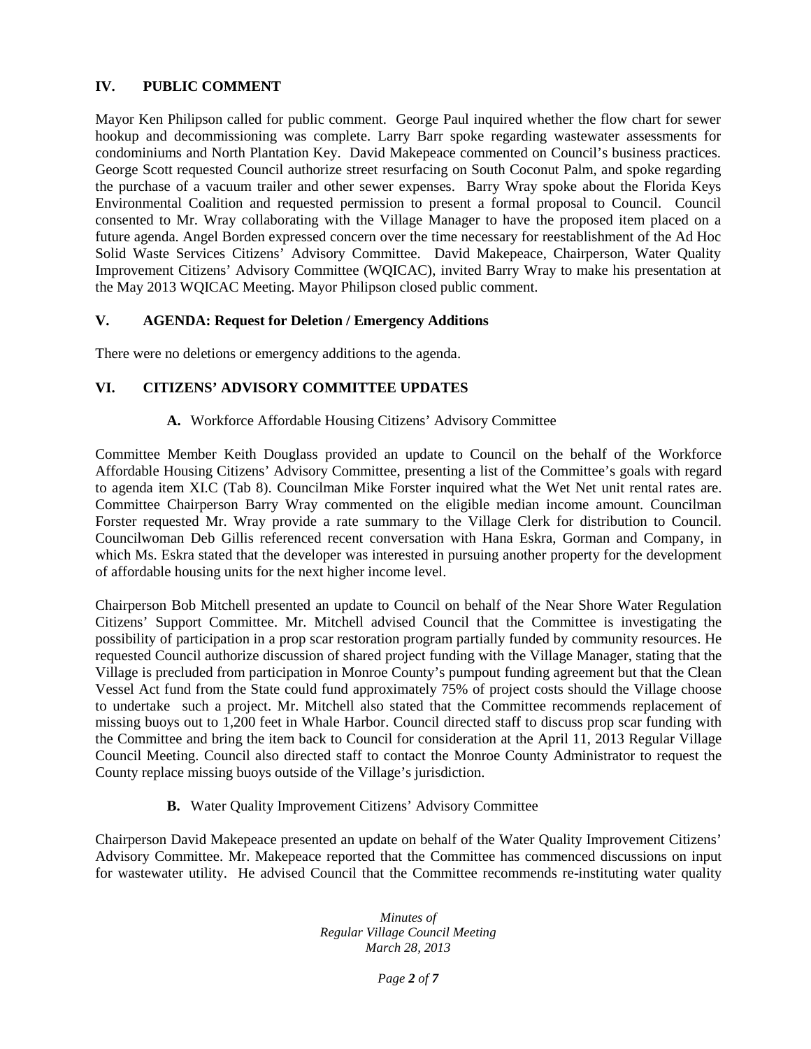## IV. PUBLIC COMMENT

Mayor Ken Philipson called for public comment. George Paul inquired whether the flow chart for sewer hookup and decommissioning was complete. Larry Barr spoke regarding wastewater assessments for condominiums and North Plantation Key. David Makepeace commented on Council's business practices. George Scott requested Council authorize street resurfacing on South Coconut Palm, and spoke regarding the purchase of a vacuum trailer and other sewer expenses. Barry Wray spoke about the Florida Keys Environmental Coalition and requested permission to present a formal proposal to Council. Council consented to Mr. Wray collaborating with the Village Manager to have the proposed item placed on a future agenda. Angel Borden expressed concern over the time necessary for reestablishment of the Ad Hoc Solid Waste Services Citizens' Advisory Committee. David Makepeace, Chairperson, Water Quality Improvement Citizens' Advisory Committee (WQICAC), invited Barry Wray to make his presentation at the May 2013 WQICAC Meeting. Mayor Philipson closed public comment.

## V. AGENDA: Request for Deletion / Emergency Additions

There were no deletions or emergency additions to the agenda.

## VI. CITIZENS' ADVISORY COMMITTEE UPDATES

**A.** Workforce Affordable Housing Citizens' Advisory Committee

Committee Member Keith Douglass provided an update to Council on the behalf of the Workforce Affordable Housing Citizens' Advisory Committee, presenting a list of the Committee's goals with regard to agenda item XI.C (Tab 8). Councilman Mike Forster inquired what the Wet Net unit rental rates are. Committee Chairperson Barry Wray commented on the eligible median income amount. Councilman Forster requested Mr. Wray provide a rate summary to the Village Clerk for distribution to Council. Councilwoman Deb Gillis referenced recent conversation with Hana Eskra, Gorman and Company, in which Ms. Eskra stated that the developer was interested in pursuing another property for the development of affordable housing units for the next higher income level.

Chairperson Bob Mitchell presented an update to Council on behalf of the Near Shore Water Regulation Citizens' Support Committee. Mr. Mitchell advised Council that the Committee is investigating the possibility of participation in a prop scar restoration program partially funded by community resources. He requested Council authorize discussion of shared project funding with the Village Manager, stating that the Village is precluded from participation in Monroe County's pumpout funding agreement but that the Clean Vessel Act fund from the State could fund approximately 75% of project costs should the Village choose to undertake such a project. Mr. Mitchell also stated that the Committee recommends replacement of missing buoys out to 1,200 feet in Whale Harbor. Council directed staff to discuss prop scar funding with the Committee and bring the item back to Council for consideration at the April 11, 2013 Regular Village Council Meeting. Council also directed staff to contact the Monroe County Administrator to request the County replace missing buoys outside of the Village's jurisdiction.

**B.** Water Quality Improvement Citizens' Advisory Committee

Chairperson David Makepeace presented an update on behalf of the Water Quality Improvement Citizens' Advisory Committee. Mr. Makepeace reported that the Committee has commenced discussions on input for wastewater utility. He advised Council that the Committee recommends re-instituting water quality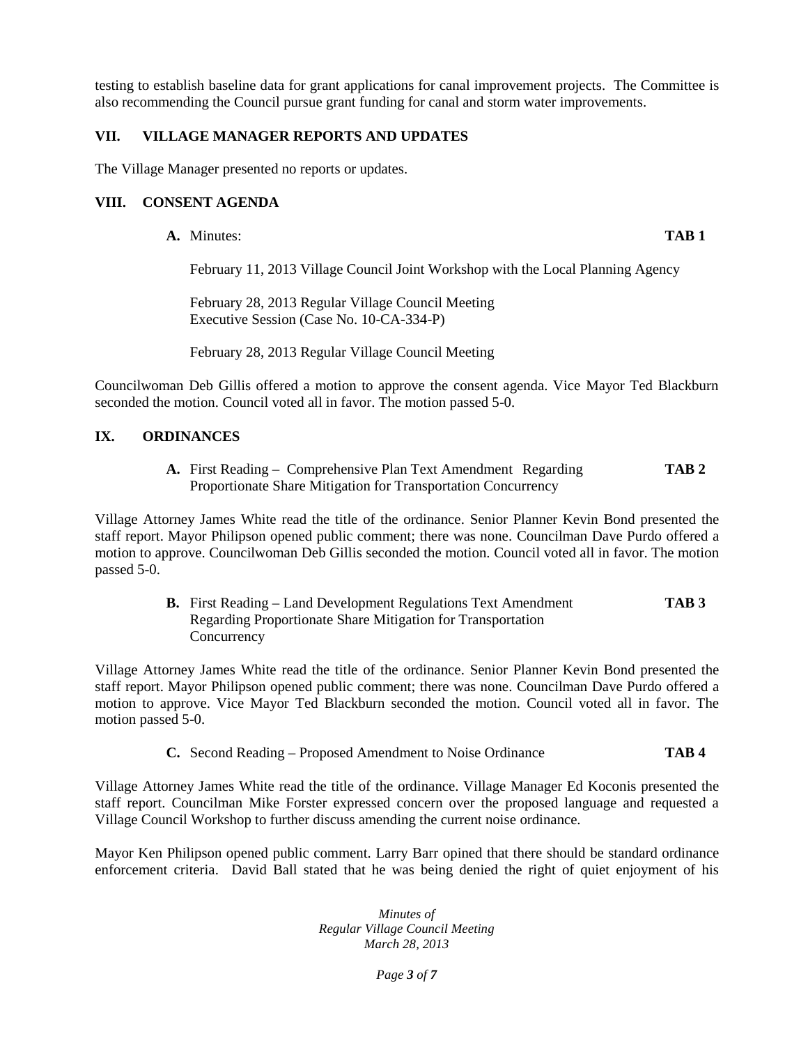testing to establish baseline data for grant applications for canal improvement projects. The Committee is also recommending the Council pursue grant funding for canal and storm water improvements.

## VII. VILLAGE MANAGER REPORTS AND UPDATES

The Village Manager presented no reports or updates.

## VIII. CONSENT AGENDA

**A.** Minutes: **TAB 1**

February 11, 2013 Village Council Joint Workshop with the Local Planning Agency

February 28, 2013 Regular Village Council Meeting
Executive Session (Case No. 10-CA-334-P)

February 28, 2013 Regular Village Council Meeting

Councilwoman Deb Gillis offered a motion to approve the consent agenda. Vice Mayor Ted Blackburn seconded the motion. Council voted all in favor. The motion passed 5-0.

## IX. ORDINANCES

**A.** First Reading – Comprehensive Plan Text Amendment Regarding Proportionate Share Mitigation for Transportation Concurrency **TAB 2**

Village Attorney James White read the title of the ordinance. Senior Planner Kevin Bond presented the staff report. Mayor Philipson opened public comment; there was none. Councilman Dave Purdo offered a motion to approve. Councilwoman Deb Gillis seconded the motion. Council voted all in favor. The motion passed 5-0.

**B.** First Reading – Land Development Regulations Text Amendment Regarding Proportionate Share Mitigation for Transportation Concurrency **TAB 3**

Village Attorney James White read the title of the ordinance. Senior Planner Kevin Bond presented the staff report. Mayor Philipson opened public comment; there was none. Councilman Dave Purdo offered a motion to approve. Vice Mayor Ted Blackburn seconded the motion. Council voted all in favor. The motion passed 5-0.

**C.** Second Reading – Proposed Amendment to Noise Ordinance **TAB 4**

Village Attorney James White read the title of the ordinance. Village Manager Ed Koconis presented the staff report. Councilman Mike Forster expressed concern over the proposed language and requested a Village Council Workshop to further discuss amending the current noise ordinance.

Mayor Ken Philipson opened public comment. Larry Barr opined that there should be standard ordinance enforcement criteria. David Ball stated that he was being denied the right of quiet enjoyment of his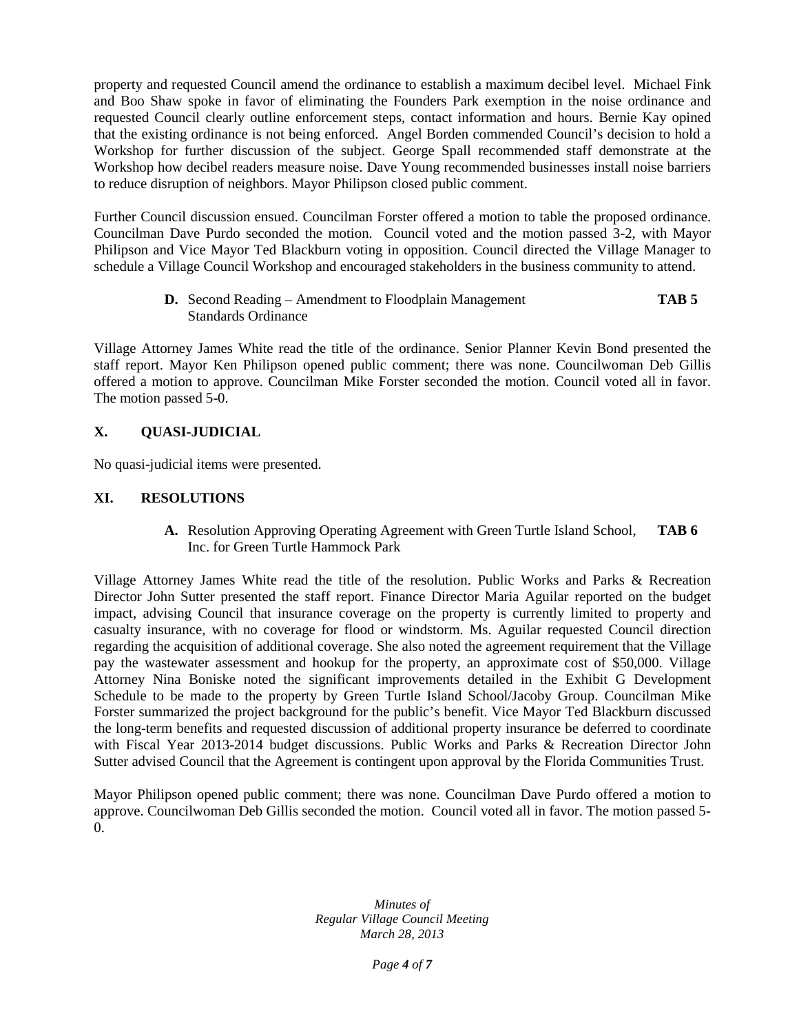property and requested Council amend the ordinance to establish a maximum decibel level. Michael Fink and Boo Shaw spoke in favor of eliminating the Founders Park exemption in the noise ordinance and requested Council clearly outline enforcement steps, contact information and hours. Bernie Kay opined that the existing ordinance is not being enforced. Angel Borden commended Council's decision to hold a Workshop for further discussion of the subject. George Spall recommended staff demonstrate at the Workshop how decibel readers measure noise. Dave Young recommended businesses install noise barriers to reduce disruption of neighbors. Mayor Philipson closed public comment.

Further Council discussion ensued. Councilman Forster offered a motion to table the proposed ordinance. Councilman Dave Purdo seconded the motion. Council voted and the motion passed 3-2, with Mayor Philipson and Vice Mayor Ted Blackburn voting in opposition. Council directed the Village Manager to schedule a Village Council Workshop and encouraged stakeholders in the business community to attend.

**D.** Second Reading – Amendment to Floodplain Management Standards Ordinance **TAB 5**

Village Attorney James White read the title of the ordinance. Senior Planner Kevin Bond presented the staff report. Mayor Ken Philipson opened public comment; there was none. Councilwoman Deb Gillis offered a motion to approve. Councilman Mike Forster seconded the motion. Council voted all in favor. The motion passed 5-0.

## X. QUASI-JUDICIAL

No quasi-judicial items were presented.

## XI. RESOLUTIONS

**A.** Resolution Approving Operating Agreement with Green Turtle Island School, Inc. for Green Turtle Hammock Park **TAB 6**

Village Attorney James White read the title of the resolution. Public Works and Parks & Recreation Director John Sutter presented the staff report. Finance Director Maria Aguilar reported on the budget impact, advising Council that insurance coverage on the property is currently limited to property and casualty insurance, with no coverage for flood or windstorm. Ms. Aguilar requested Council direction regarding the acquisition of additional coverage. She also noted the agreement requirement that the Village pay the wastewater assessment and hookup for the property, an approximate cost of $50,000. Village Attorney Nina Boniske noted the significant improvements detailed in the Exhibit G Development Schedule to be made to the property by Green Turtle Island School/Jacoby Group. Councilman Mike Forster summarized the project background for the public's benefit. Vice Mayor Ted Blackburn discussed the long-term benefits and requested discussion of additional property insurance be deferred to coordinate with Fiscal Year 2013-2014 budget discussions. Public Works and Parks & Recreation Director John Sutter advised Council that the Agreement is contingent upon approval by the Florida Communities Trust.

Mayor Philipson opened public comment; there was none. Councilman Dave Purdo offered a motion to approve. Councilwoman Deb Gillis seconded the motion. Council voted all in favor. The motion passed 5-0.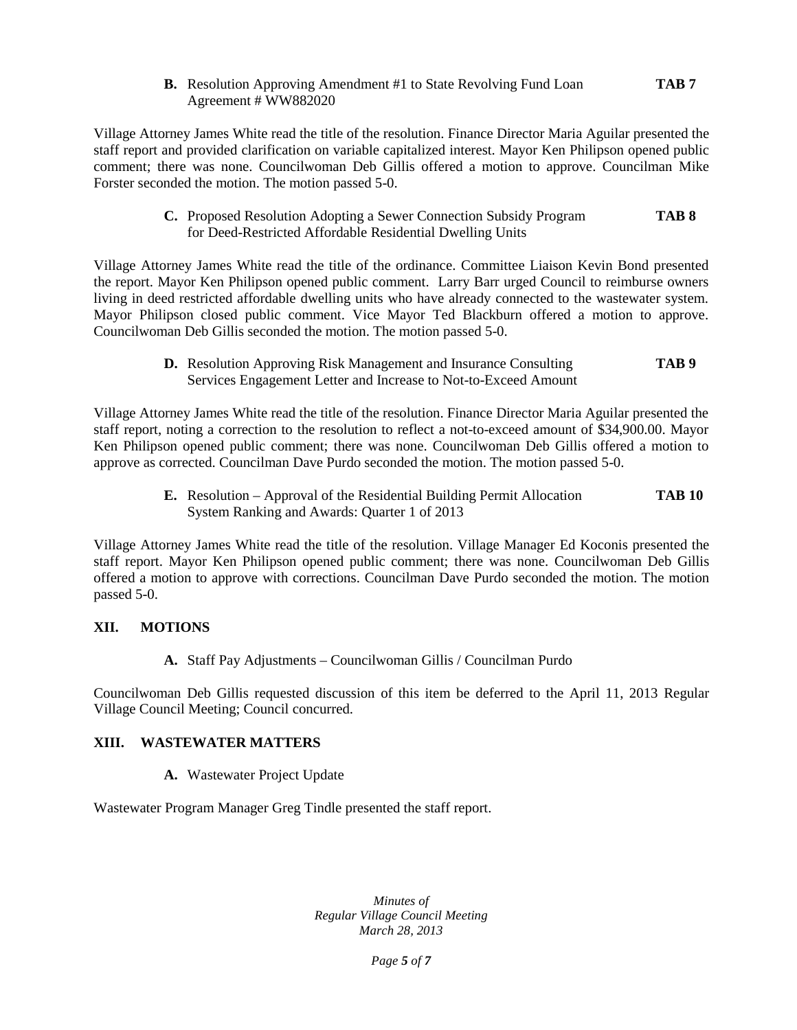**B.** Resolution Approving Amendment #1 to State Revolving Fund Loan Agreement # WW882020 **TAB 7**

Village Attorney James White read the title of the resolution. Finance Director Maria Aguilar presented the staff report and provided clarification on variable capitalized interest. Mayor Ken Philipson opened public comment; there was none. Councilwoman Deb Gillis offered a motion to approve. Councilman Mike Forster seconded the motion. The motion passed 5-0.

**C.** Proposed Resolution Adopting a Sewer Connection Subsidy Program for Deed-Restricted Affordable Residential Dwelling Units **TAB 8**

Village Attorney James White read the title of the ordinance. Committee Liaison Kevin Bond presented the report. Mayor Ken Philipson opened public comment. Larry Barr urged Council to reimburse owners living in deed restricted affordable dwelling units who have already connected to the wastewater system. Mayor Philipson closed public comment. Vice Mayor Ted Blackburn offered a motion to approve. Councilwoman Deb Gillis seconded the motion. The motion passed 5-0.

**D.** Resolution Approving Risk Management and Insurance Consulting Services Engagement Letter and Increase to Not-to-Exceed Amount **TAB 9**

Village Attorney James White read the title of the resolution. Finance Director Maria Aguilar presented the staff report, noting a correction to the resolution to reflect a not-to-exceed amount of $34,900.00. Mayor Ken Philipson opened public comment; there was none. Councilwoman Deb Gillis offered a motion to approve as corrected. Councilman Dave Purdo seconded the motion. The motion passed 5-0.

**E.** Resolution – Approval of the Residential Building Permit Allocation System Ranking and Awards: Quarter 1 of 2013 **TAB 10**

Village Attorney James White read the title of the resolution. Village Manager Ed Koconis presented the staff report. Mayor Ken Philipson opened public comment; there was none. Councilwoman Deb Gillis offered a motion to approve with corrections. Councilman Dave Purdo seconded the motion. The motion passed 5-0.

## XII. MOTIONS

**A.** Staff Pay Adjustments – Councilwoman Gillis / Councilman Purdo

Councilwoman Deb Gillis requested discussion of this item be deferred to the April 11, 2013 Regular Village Council Meeting; Council concurred.

## XIII. WASTEWATER MATTERS

**A.** Wastewater Project Update

Wastewater Program Manager Greg Tindle presented the staff report.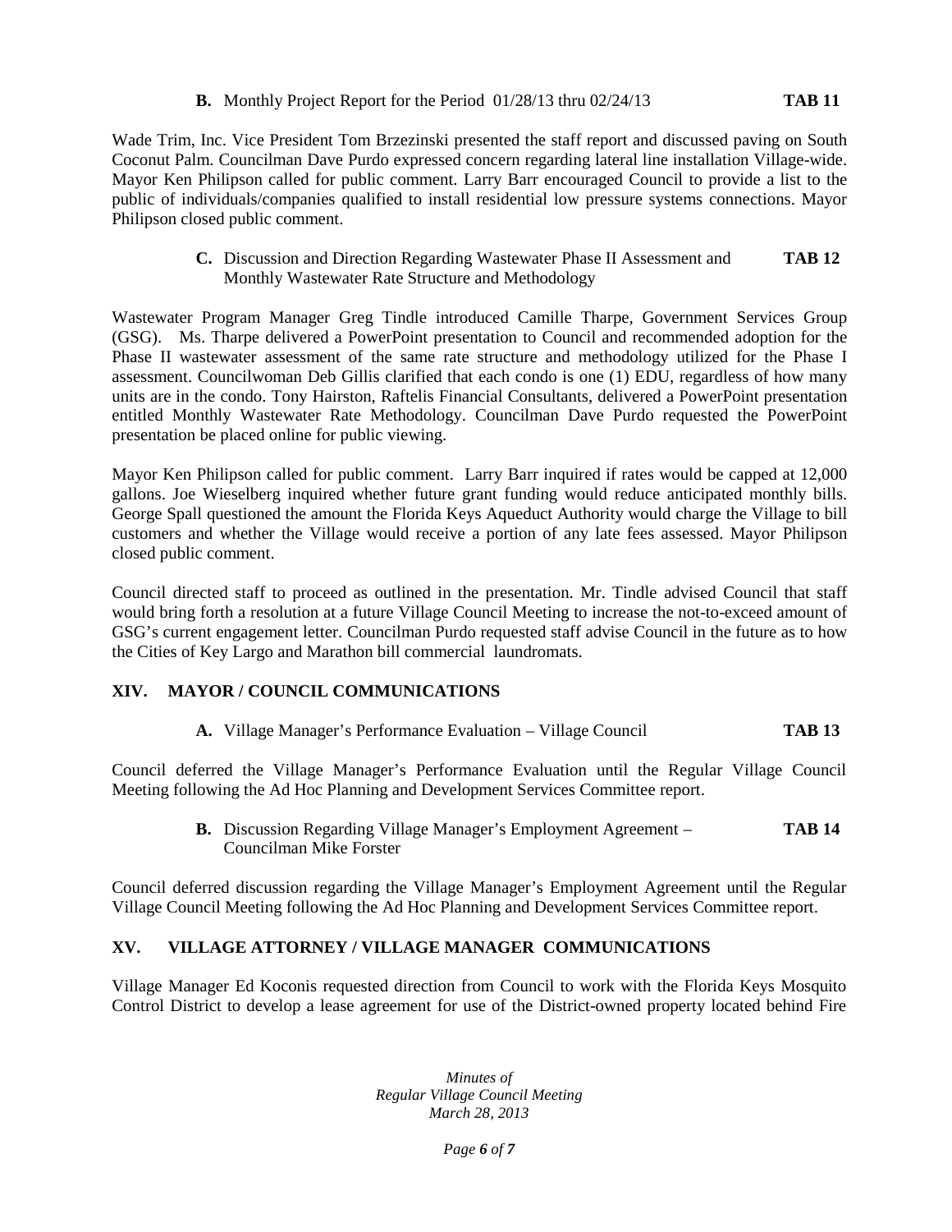**B.** Monthly Project Report for the Period 01/28/13 thru 02/24/13 **TAB 11**

Wade Trim, Inc. Vice President Tom Brzezinski presented the staff report and discussed paving on South Coconut Palm. Councilman Dave Purdo expressed concern regarding lateral line installation Village-wide. Mayor Ken Philipson called for public comment. Larry Barr encouraged Council to provide a list to the public of individuals/companies qualified to install residential low pressure systems connections. Mayor Philipson closed public comment.

**C.** Discussion and Direction Regarding Wastewater Phase II Assessment and Monthly Wastewater Rate Structure and Methodology **TAB 12**

Wastewater Program Manager Greg Tindle introduced Camille Tharpe, Government Services Group (GSG). Ms. Tharpe delivered a PowerPoint presentation to Council and recommended adoption for the Phase II wastewater assessment of the same rate structure and methodology utilized for the Phase I assessment. Councilwoman Deb Gillis clarified that each condo is one (1) EDU, regardless of how many units are in the condo. Tony Hairston, Raftelis Financial Consultants, delivered a PowerPoint presentation entitled Monthly Wastewater Rate Methodology. Councilman Dave Purdo requested the PowerPoint presentation be placed online for public viewing.

Mayor Ken Philipson called for public comment. Larry Barr inquired if rates would be capped at 12,000 gallons. Joe Wieselberg inquired whether future grant funding would reduce anticipated monthly bills. George Spall questioned the amount the Florida Keys Aqueduct Authority would charge the Village to bill customers and whether the Village would receive a portion of any late fees assessed. Mayor Philipson closed public comment.

Council directed staff to proceed as outlined in the presentation. Mr. Tindle advised Council that staff would bring forth a resolution at a future Village Council Meeting to increase the not-to-exceed amount of GSG's current engagement letter. Councilman Purdo requested staff advise Council in the future as to how the Cities of Key Largo and Marathon bill commercial laundromats.

## XIV. MAYOR / COUNCIL COMMUNICATIONS

**A.** Village Manager's Performance Evaluation – Village Council **TAB 13**

Council deferred the Village Manager's Performance Evaluation until the Regular Village Council Meeting following the Ad Hoc Planning and Development Services Committee report.

**B.** Discussion Regarding Village Manager's Employment Agreement – Councilman Mike Forster **TAB 14**

Council deferred discussion regarding the Village Manager's Employment Agreement until the Regular Village Council Meeting following the Ad Hoc Planning and Development Services Committee report.

## XV. VILLAGE ATTORNEY / VILLAGE MANAGER COMMUNICATIONS

Village Manager Ed Koconis requested direction from Council to work with the Florida Keys Mosquito Control District to develop a lease agreement for use of the District-owned property located behind Fire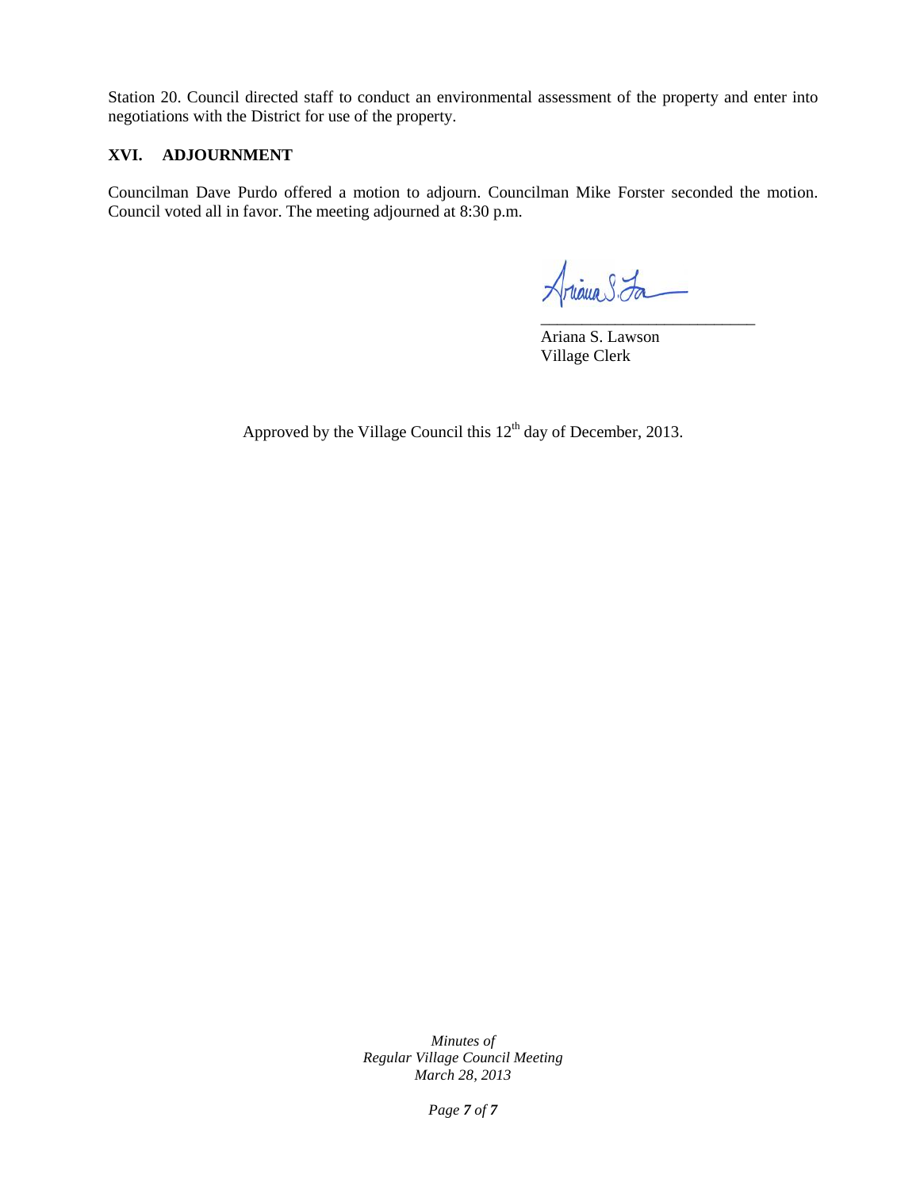Station 20. Council directed staff to conduct an environmental assessment of the property and enter into negotiations with the District for use of the property.

## XVI. ADJOURNMENT

Councilman Dave Purdo offered a motion to adjourn. Councilman Mike Forster seconded the motion. Council voted all in favor. The meeting adjourned at 8:30 p.m.

___________________________
Ariana S. Lawson
Village Clerk

Approved by the Village Council this 12th day of December, 2013.